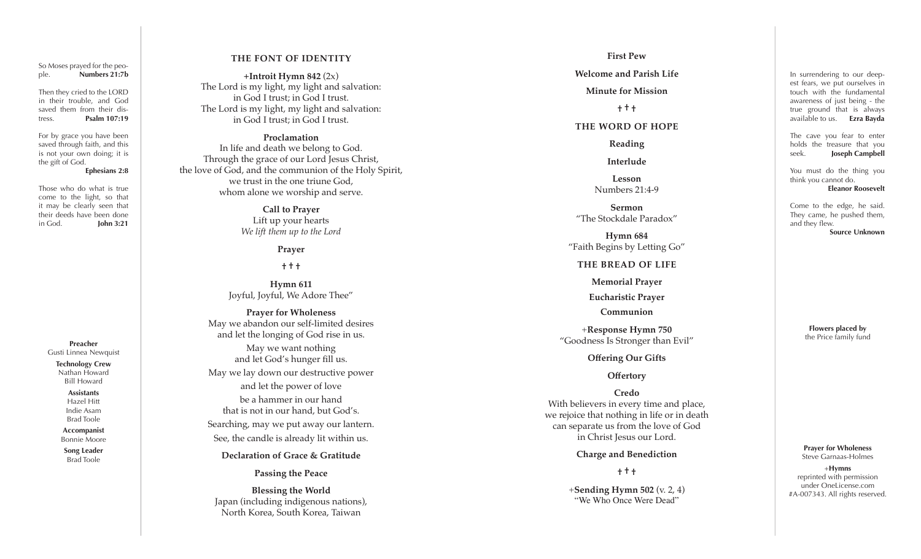So Moses prayed for the people. **Numbers 21:7b**

Then they cried to the LORD in their trouble, and God saved them from their distress. **Psalm 107:19**

For by grace you have been saved through faith, and this is not your own doing; it is the gift of God. **Ephesians 2:8**

Those who do what is true come to the light, so that it may be clearly seen that their deeds have been done in God. **John 3:21**

**Preacher**
Gusti Linnea Newquist

**Technology Crew**
Nathan Howard
Bill Howard

**Assistants**
Hazel Hitt
Indie Asam
Brad Toole

**Accompanist**
Bonnie Moore

**Song Leader**
Brad Toole

## THE FONT OF IDENTITY

**+Introit Hymn 842** (2x)
The Lord is my light, my light and salvation:
in God I trust; in God I trust.
The Lord is my light, my light and salvation:
in God I trust; in God I trust.

**Proclamation**
In life and death we belong to God.
Through the grace of our Lord Jesus Christ,
the love of God, and the communion of the Holy Spirit,
we trust in the one triune God,
whom alone we worship and serve.

**Call to Prayer**
Lift up your hearts
*We lift them up to the Lord*

**Prayer**

† † †

**Hymn 611**
Joyful, Joyful, We Adore Thee"

**Prayer for Wholeness**
May we abandon our self-limited desires
and let the longing of God rise in us.
May we want nothing
and let God's hunger fill us.
May we lay down our destructive power
and let the power of love
be a hammer in our hand
that is not in our hand, but God's.
Searching, may we put away our lantern.
See, the candle is already lit within us.

**Declaration of Grace & Gratitude**

**Passing the Peace**

**Blessing the World**
Japan (including indigenous nations),
North Korea, South Korea, Taiwan

**First Pew**

**Welcome and Parish Life**

**Minute for Mission**

† † †

## THE WORD OF HOPE

**Reading**

**Interlude**

**Lesson**
Numbers 21:4-9

**Sermon**
"The Stockdale Paradox"

**Hymn 684**
"Faith Begins by Letting Go"

## THE BREAD OF LIFE

**Memorial Prayer**

**Eucharistic Prayer**

**Communion**

+**Response Hymn 750**
"Goodness Is Stronger than Evil"

**Offering Our Gifts**

**Offertory**

**Credo**
With believers in every time and place,
we rejoice that nothing in life or in death
can separate us from the love of God
in Christ Jesus our Lord.

**Charge and Benediction**

† † †

+**Sending Hymn 502** (v. 2, 4)
"We Who Once Were Dead"

In surrendering to our deepest fears, we put ourselves in touch with the fundamental awareness of just being - the true ground that is always available to us. **Ezra Bayda**

The cave you fear to enter holds the treasure that you seek. **Joseph Campbell**

You must do the thing you think you cannot do. **Eleanor Roosevelt**

Come to the edge, he said. They came, he pushed them, and they flew. **Source Unknown**

**Flowers placed by**
the Price family fund

**Prayer for Wholeness**
Steve Garnaas-Holmes

+**Hymns**
reprinted with permission under OneLicense.com #A-007343. All rights reserved.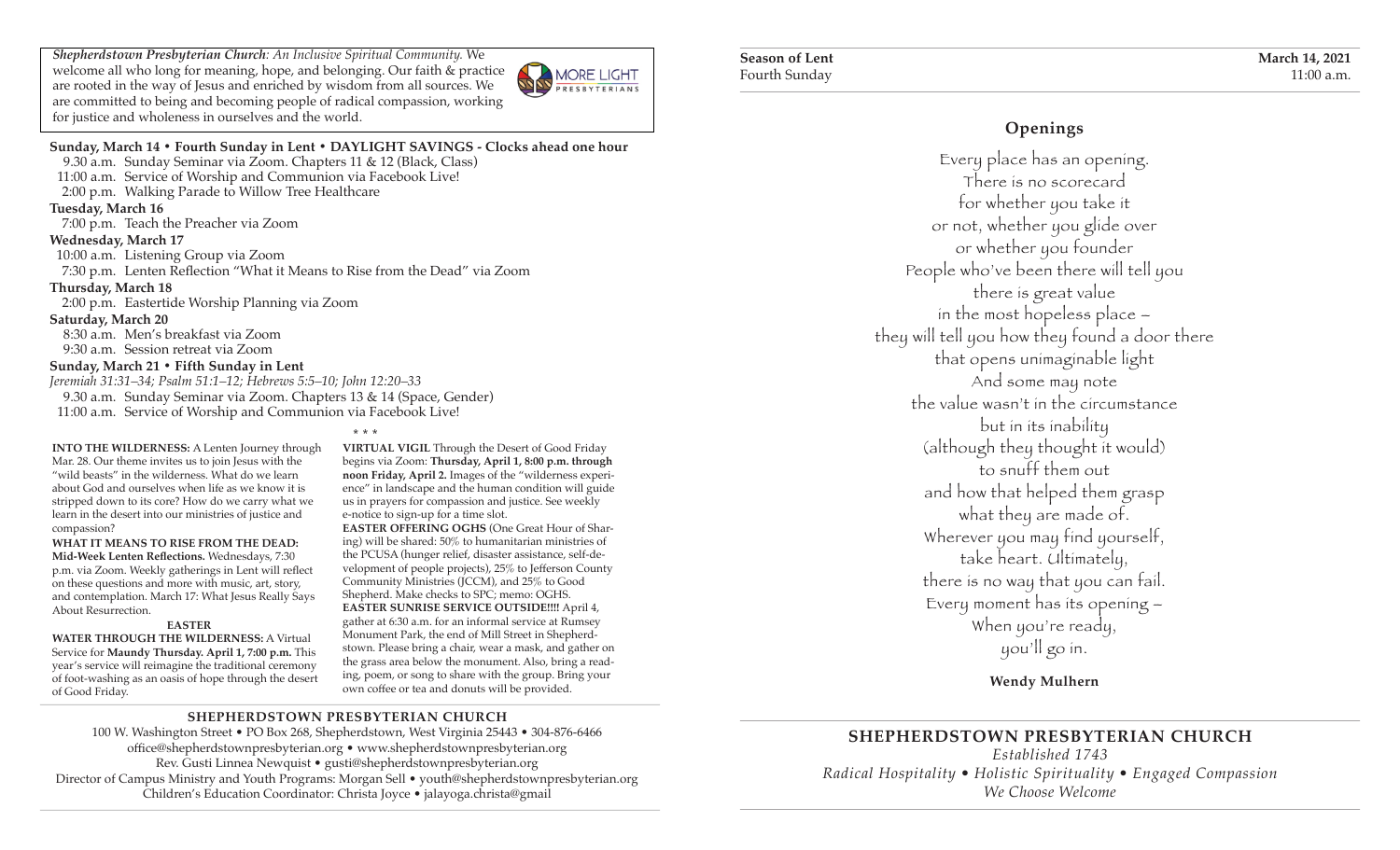*Shepherdstown Presbyterian Church: An Inclusive Spiritual Community.* We welcome all who long for meaning, hope, and belonging. Our faith & practice are rooted in the way of Jesus and enriched by wisdom from all sources. We are committed to being and becoming people of radical compassion, working for justice and wholeness in ourselves and the world.

MORE LIGHT PRESBYTERIANS

**Sunday, March 14 • Fourth Sunday in Lent • DAYLIGHT SAVINGS - Clocks ahead one hour**

9.30 a.m. Sunday Seminar via Zoom. Chapters 11 & 12 (Black, Class)
11:00 a.m. Service of Worship and Communion via Facebook Live!
2:00 p.m. Walking Parade to Willow Tree Healthcare

**Tuesday, March 16**

7:00 p.m. Teach the Preacher via Zoom

**Wednesday, March 17**

10:00 a.m. Listening Group via Zoom
7:30 p.m. Lenten Reflection "What it Means to Rise from the Dead" via Zoom

**Thursday, March 18**

2:00 p.m. Eastertide Worship Planning via Zoom

**Saturday, March 20**

8:30 a.m. Men's breakfast via Zoom
9:30 a.m. Session retreat via Zoom

**Sunday, March 21 • Fifth Sunday in Lent**

*Jeremiah 31:31–34; Psalm 51:1–12; Hebrews 5:5–10; John 12:20–33*

9.30 a.m. Sunday Seminar via Zoom. Chapters 13 & 14 (Space, Gender)
11:00 a.m. Service of Worship and Communion via Facebook Live!

\* \* \*

**INTO THE WILDERNESS:** A Lenten Journey through Mar. 28. Our theme invites us to join Jesus with the "wild beasts" in the wilderness. What do we learn about God and ourselves when life as we know it is stripped down to its core? How do we carry what we learn in the desert into our ministries of justice and compassion?

**WHAT IT MEANS TO RISE FROM THE DEAD: Mid-Week Lenten Reflections.** Wednesdays, 7:30 p.m. via Zoom. Weekly gatherings in Lent will reflect on these questions and more with music, art, story, and contemplation. March 17: What Jesus Really Says About Resurrection.

**EASTER**

**WATER THROUGH THE WILDERNESS:** A Virtual Service for **Maundy Thursday. April 1, 7:00 p.m.** This year's service will reimagine the traditional ceremony of foot-washing as an oasis of hope through the desert of Good Friday.

**VIRTUAL VIGIL** Through the Desert of Good Friday begins via Zoom: **Thursday, April 1, 8:00 p.m. through noon Friday, April 2.** Images of the "wilderness experience" in landscape and the human condition will guide us in prayers for compassion and justice. See weekly e-notice to sign-up for a time slot.

**EASTER OFFERING OGHS** (One Great Hour of Sharing) will be shared: 50% to humanitarian ministries of the PCUSA (hunger relief, disaster assistance, self-development of people projects), 25% to Jefferson County Community Ministries (JCCM), and 25% to Good Shepherd. Make checks to SPC; memo: OGHS.

**EASTER SUNRISE SERVICE OUTSIDE!!!!** April 4, gather at 6:30 a.m. for an informal service at Rumsey Monument Park, the end of Mill Street in Shepherdstown. Please bring a chair, wear a mask, and gather on the grass area below the monument. Also, bring a reading, poem, or song to share with the group. Bring your own coffee or tea and donuts will be provided.

**SHEPHERDSTOWN PRESBYTERIAN CHURCH**

100 W. Washington Street • PO Box 268, Shepherdstown, West Virginia 25443 • 304-876-6466
office@shepherdstownpresbyterian.org • www.shepherdstownpresbyterian.org
Rev. Gusti Linnea Newquist • gusti@shepherdstownpresbyterian.org
Director of Campus Ministry and Youth Programs: Morgan Sell • youth@shepherdstownpresbyterian.org
Children's Education Coordinator: Christa Joyce • jalayoga.christa@gmail

**Season of Lent** — **March 14, 2021**
Fourth Sunday — 11:00 a.m.

## Openings

Every place has an opening.
There is no scorecard
for whether you take it
or not, whether you glide over
or whether you founder
People who've been there will tell you
there is great value
in the most hopeless place –
they will tell you how they found a door there
that opens unimaginable light
And some may note
the value wasn't in the circumstance
but in its inability
(although they thought it would)
to snuff them out
and how that helped them grasp
what they are made of.
Wherever you may find yourself,
take heart. Ultimately,
there is no way that you can fail.
Every moment has its opening –
When you're ready,
you'll go in.

**Wendy Mulhern**

**SHEPHERDSTOWN PRESBYTERIAN CHURCH**

*Established 1743*
*Radical Hospitality • Holistic Spirituality • Engaged Compassion*
*We Choose Welcome*